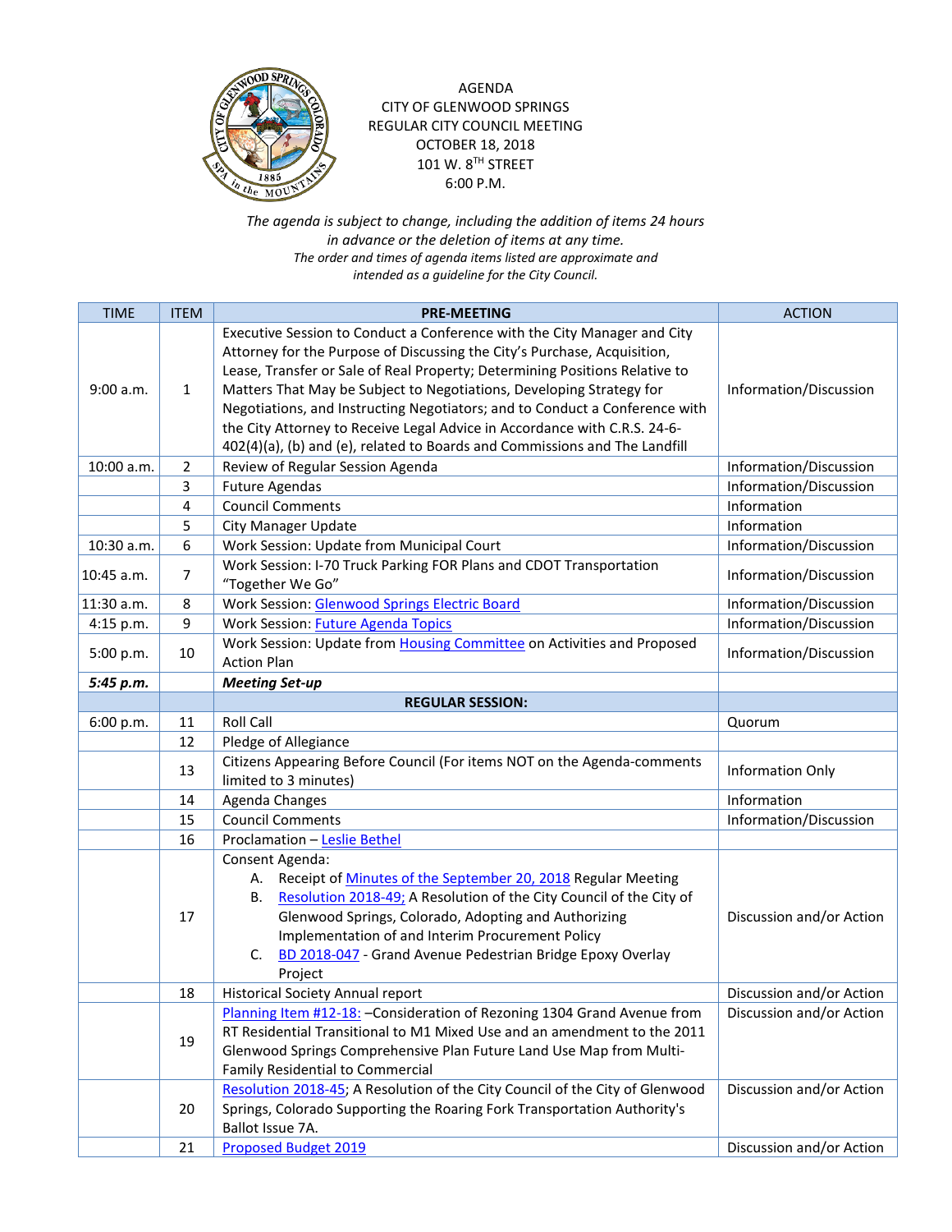AGENDA
CITY OF GLENWOOD SPRINGS
REGULAR CITY COUNCIL MEETING
OCTOBER 18, 2018
101 W. 8TH STREET
6:00 P.M.

*The agenda is subject to change, including the addition of items 24 hours in advance or the deletion of items at any time.*
*The order and times of agenda items listed are approximate and intended as a guideline for the City Council.*

| TIME | ITEM | PRE-MEETING | ACTION |
|---|---|---|---|
| 9:00 a.m. | 1 | Executive Session to Conduct a Conference with the City Manager and City Attorney for the Purpose of Discussing the City's Purchase, Acquisition, Lease, Transfer or Sale of Real Property; Determining Positions Relative to Matters That May be Subject to Negotiations, Developing Strategy for Negotiations, and Instructing Negotiators; and to Conduct a Conference with the City Attorney to Receive Legal Advice in Accordance with C.R.S. 24-6-402(4)(a), (b) and (e), related to Boards and Commissions and The Landfill | Information/Discussion |
| 10:00 a.m. | 2 | Review of Regular Session Agenda | Information/Discussion |
| | 3 | Future Agendas | Information/Discussion |
| | 4 | Council Comments | Information |
| | 5 | City Manager Update | Information |
| 10:30 a.m. | 6 | Work Session: Update from Municipal Court | Information/Discussion |
| 10:45 a.m. | 7 | Work Session: I-70 Truck Parking FOR Plans and CDOT Transportation "Together We Go" | Information/Discussion |
| 11:30 a.m. | 8 | Work Session: Glenwood Springs Electric Board | Information/Discussion |
| 4:15 p.m. | 9 | Work Session: Future Agenda Topics | Information/Discussion |
| 5:00 p.m. | 10 | Work Session: Update from Housing Committee on Activities and Proposed Action Plan | Information/Discussion |
| ***5:45 p.m.*** | | ***Meeting Set-up*** | |
| | | **REGULAR SESSION:** | |
| 6:00 p.m. | 11 | Roll Call | Quorum |
| | 12 | Pledge of Allegiance | |
| | 13 | Citizens Appearing Before Council (For items NOT on the Agenda-comments limited to 3 minutes) | Information Only |
| | 14 | Agenda Changes | Information |
| | 15 | Council Comments | Information/Discussion |
| | 16 | Proclamation – Leslie Bethel | |
| | 17 | Consent Agenda: A. Receipt of Minutes of the September 20, 2018 Regular Meeting B. Resolution 2018-49; A Resolution of the City Council of the City of Glenwood Springs, Colorado, Adopting and Authorizing Implementation of and Interim Procurement Policy C. BD 2018-047 - Grand Avenue Pedestrian Bridge Epoxy Overlay Project | Discussion and/or Action |
| | 18 | Historical Society Annual report | Discussion and/or Action |
| | 19 | Planning Item #12-18: –Consideration of Rezoning 1304 Grand Avenue from RT Residential Transitional to M1 Mixed Use and an amendment to the 2011 Glenwood Springs Comprehensive Plan Future Land Use Map from Multi-Family Residential to Commercial | Discussion and/or Action |
| | 20 | Resolution 2018-45; A Resolution of the City Council of the City of Glenwood Springs, Colorado Supporting the Roaring Fork Transportation Authority's Ballot Issue 7A. | Discussion and/or Action |
| | 21 | Proposed Budget 2019 | Discussion and/or Action |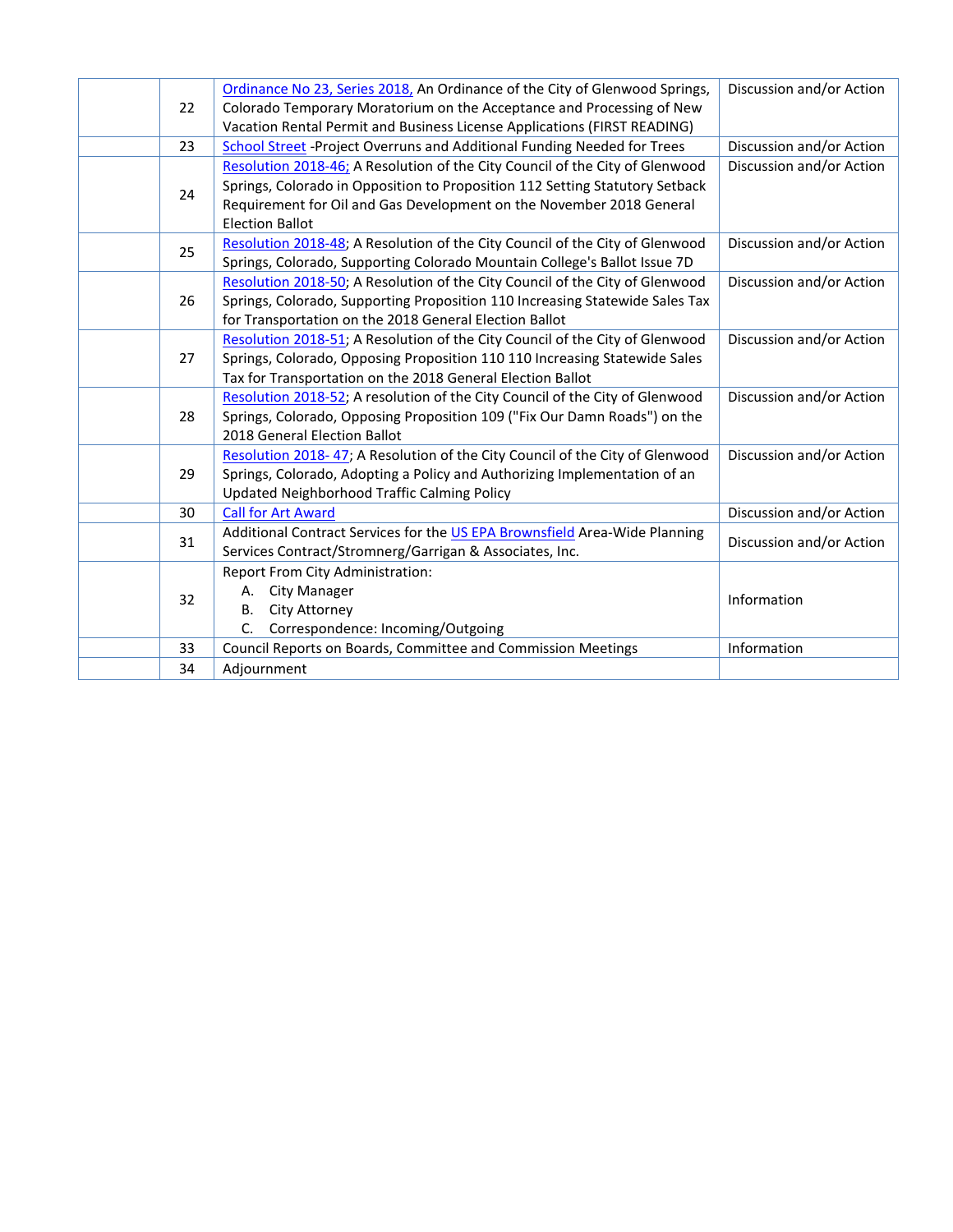| | | | |
|---|---|---|---|
| | 22 | Ordinance No 23, Series 2018, An Ordinance of the City of Glenwood Springs, Colorado Temporary Moratorium on the Acceptance and Processing of New Vacation Rental Permit and Business License Applications (FIRST READING) | Discussion and/or Action |
| | 23 | School Street -Project Overruns and Additional Funding Needed for Trees | Discussion and/or Action |
| | 24 | Resolution 2018-46; A Resolution of the City Council of the City of Glenwood Springs, Colorado in Opposition to Proposition 112 Setting Statutory Setback Requirement for Oil and Gas Development on the November 2018 General Election Ballot | Discussion and/or Action |
| | 25 | Resolution 2018-48; A Resolution of the City Council of the City of Glenwood Springs, Colorado, Supporting Colorado Mountain College's Ballot Issue 7D | Discussion and/or Action |
| | 26 | Resolution 2018-50; A Resolution of the City Council of the City of Glenwood Springs, Colorado, Supporting Proposition 110 Increasing Statewide Sales Tax for Transportation on the 2018 General Election Ballot | Discussion and/or Action |
| | 27 | Resolution 2018-51; A Resolution of the City Council of the City of Glenwood Springs, Colorado, Opposing Proposition 110 110 Increasing Statewide Sales Tax for Transportation on the 2018 General Election Ballot | Discussion and/or Action |
| | 28 | Resolution 2018-52; A resolution of the City Council of the City of Glenwood Springs, Colorado, Opposing Proposition 109 ("Fix Our Damn Roads") on the 2018 General Election Ballot | Discussion and/or Action |
| | 29 | Resolution 2018- 47; A Resolution of the City Council of the City of Glenwood Springs, Colorado, Adopting a Policy and Authorizing Implementation of an Updated Neighborhood Traffic Calming Policy | Discussion and/or Action |
| | 30 | Call for Art Award | Discussion and/or Action |
| | 31 | Additional Contract Services for the US EPA Brownsfield Area-Wide Planning Services Contract/Stromnerg/Garrigan & Associates, Inc. | Discussion and/or Action |
| | 32 | Report From City Administration: A. City Manager B. City Attorney C. Correspondence: Incoming/Outgoing | Information |
| | 33 | Council Reports on Boards, Committee and Commission Meetings | Information |
| | 34 | Adjournment | |